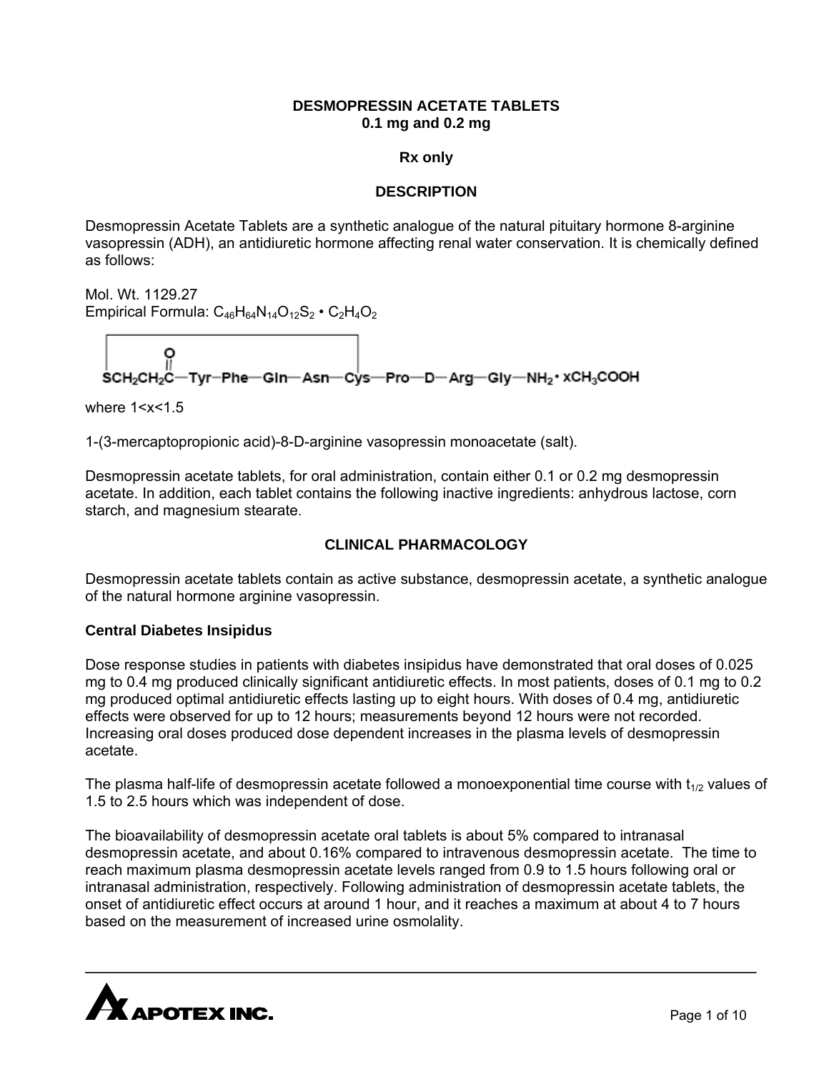# DESMOPRESSIN ACETATE TABLETS
## 0.1 mg and 0.2 mg

**Rx only**

## DESCRIPTION

Desmopressin Acetate Tablets are a synthetic analogue of the natural pituitary hormone 8-arginine vasopressin (ADH), an antidiuretic hormone affecting renal water conservation. It is chemically defined as follows:

Mol. Wt. 1129.27
Empirical Formula: $C_{46}H_{64}N_{14}O_{12}S_2 \cdot C_2H_4O_2$

$$\overline{SCH_2CH_2\overset{O}{\overset{\|}{C}}—Tyr—Phe—Gln—Asn—Cys}—Pro—D—Arg—Gly—NH_2 \cdot xCH_3COOH$$

where 1<x<1.5

1-(3-mercaptopropionic acid)-8-D-arginine vasopressin monoacetate (salt).

Desmopressin acetate tablets, for oral administration, contain either 0.1 or 0.2 mg desmopressin acetate. In addition, each tablet contains the following inactive ingredients: anhydrous lactose, corn starch, and magnesium stearate.

## CLINICAL PHARMACOLOGY

Desmopressin acetate tablets contain as active substance, desmopressin acetate, a synthetic analogue of the natural hormone arginine vasopressin.

### Central Diabetes Insipidus

Dose response studies in patients with diabetes insipidus have demonstrated that oral doses of 0.025 mg to 0.4 mg produced clinically significant antidiuretic effects. In most patients, doses of 0.1 mg to 0.2 mg produced optimal antidiuretic effects lasting up to eight hours. With doses of 0.4 mg, antidiuretic effects were observed for up to 12 hours; measurements beyond 12 hours were not recorded. Increasing oral doses produced dose dependent increases in the plasma levels of desmopressin acetate.

The plasma half-life of desmopressin acetate followed a monoexponential time course with $t_{1/2}$ values of 1.5 to 2.5 hours which was independent of dose.

The bioavailability of desmopressin acetate oral tablets is about 5% compared to intranasal desmopressin acetate, and about 0.16% compared to intravenous desmopressin acetate. The time to reach maximum plasma desmopressin acetate levels ranged from 0.9 to 1.5 hours following oral or intranasal administration, respectively. Following administration of desmopressin acetate tablets, the onset of antidiuretic effect occurs at around 1 hour, and it reaches a maximum at about 4 to 7 hours based on the measurement of increased urine osmolality.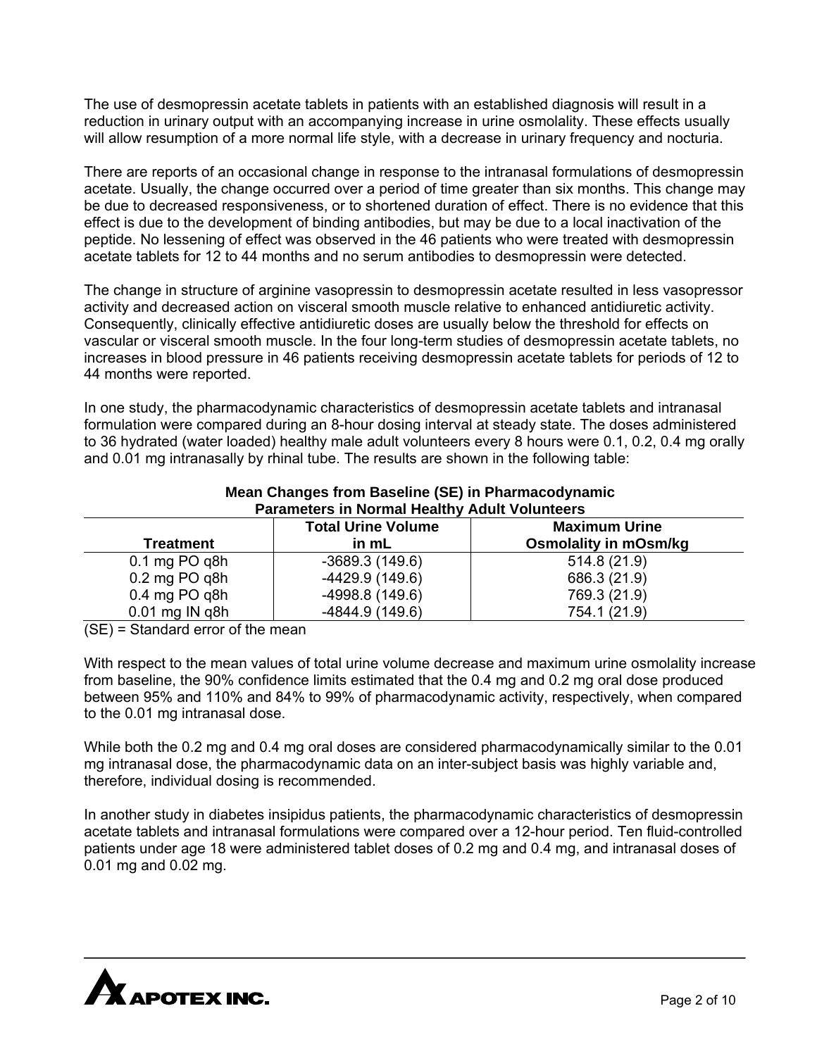The use of desmopressin acetate tablets in patients with an established diagnosis will result in a reduction in urinary output with an accompanying increase in urine osmolality. These effects usually will allow resumption of a more normal life style, with a decrease in urinary frequency and nocturia.

There are reports of an occasional change in response to the intranasal formulations of desmopressin acetate. Usually, the change occurred over a period of time greater than six months. This change may be due to decreased responsiveness, or to shortened duration of effect. There is no evidence that this effect is due to the development of binding antibodies, but may be due to a local inactivation of the peptide. No lessening of effect was observed in the 46 patients who were treated with desmopressin acetate tablets for 12 to 44 months and no serum antibodies to desmopressin were detected.

The change in structure of arginine vasopressin to desmopressin acetate resulted in less vasopressor activity and decreased action on visceral smooth muscle relative to enhanced antidiuretic activity. Consequently, clinically effective antidiuretic doses are usually below the threshold for effects on vascular or visceral smooth muscle. In the four long-term studies of desmopressin acetate tablets, no increases in blood pressure in 46 patients receiving desmopressin acetate tablets for periods of 12 to 44 months were reported.

In one study, the pharmacodynamic characteristics of desmopressin acetate tablets and intranasal formulation were compared during an 8-hour dosing interval at steady state. The doses administered to 36 hydrated (water loaded) healthy male adult volunteers every 8 hours were 0.1, 0.2, 0.4 mg orally and 0.01 mg intranasally by rhinal tube. The results are shown in the following table:

**Mean Changes from Baseline (SE) in Pharmacodynamic Parameters in Normal Healthy Adult Volunteers**

| Treatment | Total Urine Volume in mL | Maximum Urine Osmolality in mOsm/kg |
|---|---|---|
| 0.1 mg PO q8h | -3689.3 (149.6) | 514.8 (21.9) |
| 0.2 mg PO q8h | -4429.9 (149.6) | 686.3 (21.9) |
| 0.4 mg PO q8h | -4998.8 (149.6) | 769.3 (21.9) |
| 0.01 mg IN q8h | -4844.9 (149.6) | 754.1 (21.9) |

(SE) = Standard error of the mean

With respect to the mean values of total urine volume decrease and maximum urine osmolality increase from baseline, the 90% confidence limits estimated that the 0.4 mg and 0.2 mg oral dose produced between 95% and 110% and 84% to 99% of pharmacodynamic activity, respectively, when compared to the 0.01 mg intranasal dose.

While both the 0.2 mg and 0.4 mg oral doses are considered pharmacodynamically similar to the 0.01 mg intranasal dose, the pharmacodynamic data on an inter-subject basis was highly variable and, therefore, individual dosing is recommended.

In another study in diabetes insipidus patients, the pharmacodynamic characteristics of desmopressin acetate tablets and intranasal formulations were compared over a 12-hour period. Ten fluid-controlled patients under age 18 were administered tablet doses of 0.2 mg and 0.4 mg, and intranasal doses of 0.01 mg and 0.02 mg.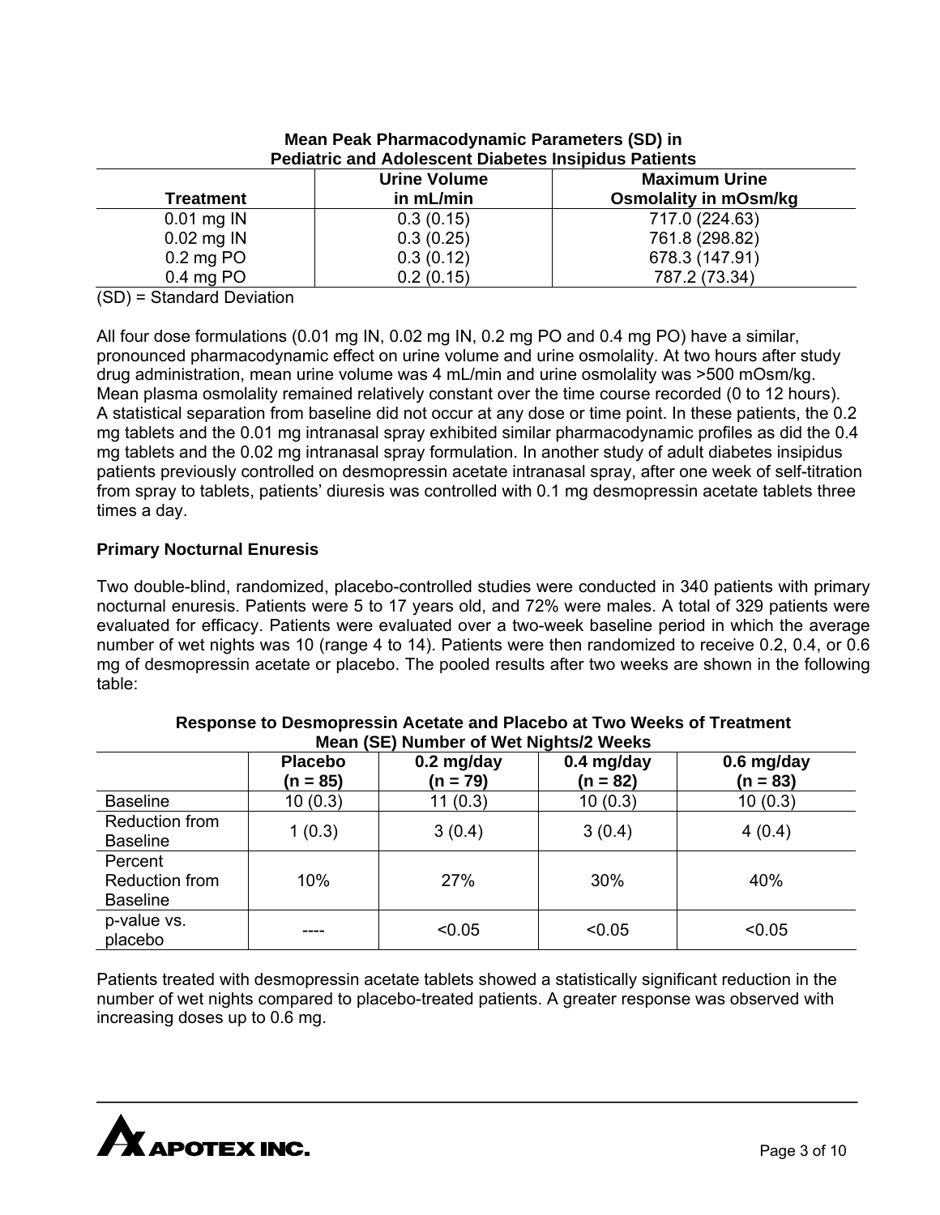**Mean Peak Pharmacodynamic Parameters (SD) in Pediatric and Adolescent Diabetes Insipidus Patients**

| Treatment | Urine Volume in mL/min | Maximum Urine Osmolality in mOsm/kg |
|---|---|---|
| 0.01 mg IN | 0.3 (0.15) | 717.0 (224.63) |
| 0.02 mg IN | 0.3 (0.25) | 761.8 (298.82) |
| 0.2 mg PO | 0.3 (0.12) | 678.3 (147.91) |
| 0.4 mg PO | 0.2 (0.15) | 787.2 (73.34) |

(SD) = Standard Deviation

All four dose formulations (0.01 mg IN, 0.02 mg IN, 0.2 mg PO and 0.4 mg PO) have a similar, pronounced pharmacodynamic effect on urine volume and urine osmolality. At two hours after study drug administration, mean urine volume was 4 mL/min and urine osmolality was >500 mOsm/kg. Mean plasma osmolality remained relatively constant over the time course recorded (0 to 12 hours). A statistical separation from baseline did not occur at any dose or time point. In these patients, the 0.2 mg tablets and the 0.01 mg intranasal spray exhibited similar pharmacodynamic profiles as did the 0.4 mg tablets and the 0.02 mg intranasal spray formulation. In another study of adult diabetes insipidus patients previously controlled on desmopressin acetate intranasal spray, after one week of self-titration from spray to tablets, patients' diuresis was controlled with 0.1 mg desmopressin acetate tablets three times a day.

**Primary Nocturnal Enuresis**

Two double-blind, randomized, placebo-controlled studies were conducted in 340 patients with primary nocturnal enuresis. Patients were 5 to 17 years old, and 72% were males. A total of 329 patients were evaluated for efficacy. Patients were evaluated over a two-week baseline period in which the average number of wet nights was 10 (range 4 to 14). Patients were then randomized to receive 0.2, 0.4, or 0.6 mg of desmopressin acetate or placebo. The pooled results after two weeks are shown in the following table:

**Response to Desmopressin Acetate and Placebo at Two Weeks of Treatment Mean (SE) Number of Wet Nights/2 Weeks**

| | Placebo (n = 85) | 0.2 mg/day (n = 79) | 0.4 mg/day (n = 82) | 0.6 mg/day (n = 83) |
|---|---|---|---|---|
| Baseline | 10 (0.3) | 11 (0.3) | 10 (0.3) | 10 (0.3) |
| Reduction from Baseline | 1 (0.3) | 3 (0.4) | 3 (0.4) | 4 (0.4) |
| Percent Reduction from Baseline | 10% | 27% | 30% | 40% |
| p-value vs. placebo | ---- | <0.05 | <0.05 | <0.05 |

Patients treated with desmopressin acetate tablets showed a statistically significant reduction in the number of wet nights compared to placebo-treated patients. A greater response was observed with increasing doses up to 0.6 mg.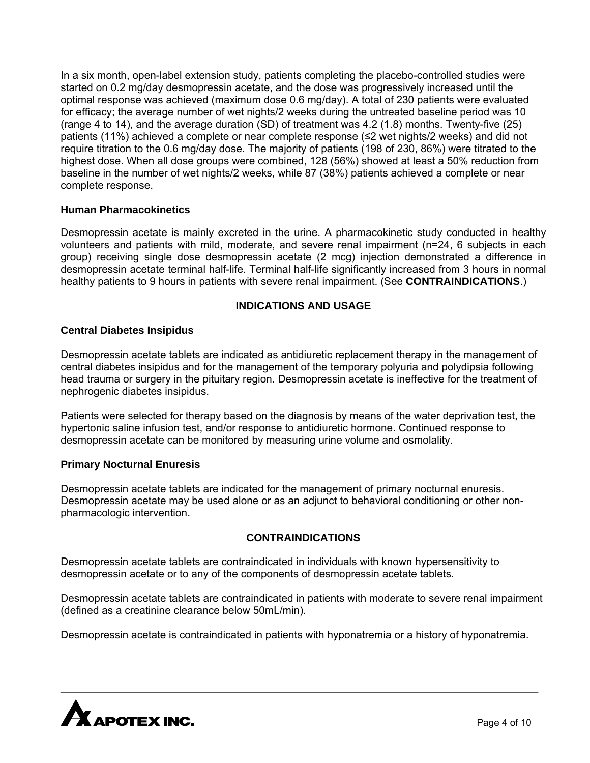In a six month, open-label extension study, patients completing the placebo-controlled studies were started on 0.2 mg/day desmopressin acetate, and the dose was progressively increased until the optimal response was achieved (maximum dose 0.6 mg/day). A total of 230 patients were evaluated for efficacy; the average number of wet nights/2 weeks during the untreated baseline period was 10 (range 4 to 14), and the average duration (SD) of treatment was 4.2 (1.8) months. Twenty-five (25) patients (11%) achieved a complete or near complete response (≤2 wet nights/2 weeks) and did not require titration to the 0.6 mg/day dose. The majority of patients (198 of 230, 86%) were titrated to the highest dose. When all dose groups were combined, 128 (56%) showed at least a 50% reduction from baseline in the number of wet nights/2 weeks, while 87 (38%) patients achieved a complete or near complete response.

### Human Pharmacokinetics

Desmopressin acetate is mainly excreted in the urine. A pharmacokinetic study conducted in healthy volunteers and patients with mild, moderate, and severe renal impairment (n=24, 6 subjects in each group) receiving single dose desmopressin acetate (2 mcg) injection demonstrated a difference in desmopressin acetate terminal half-life. Terminal half-life significantly increased from 3 hours in normal healthy patients to 9 hours in patients with severe renal impairment. (See **CONTRAINDICATIONS**.)

## INDICATIONS AND USAGE

### Central Diabetes Insipidus

Desmopressin acetate tablets are indicated as antidiuretic replacement therapy in the management of central diabetes insipidus and for the management of the temporary polyuria and polydipsia following head trauma or surgery in the pituitary region. Desmopressin acetate is ineffective for the treatment of nephrogenic diabetes insipidus.

Patients were selected for therapy based on the diagnosis by means of the water deprivation test, the hypertonic saline infusion test, and/or response to antidiuretic hormone. Continued response to desmopressin acetate can be monitored by measuring urine volume and osmolality.

### Primary Nocturnal Enuresis

Desmopressin acetate tablets are indicated for the management of primary nocturnal enuresis. Desmopressin acetate may be used alone or as an adjunct to behavioral conditioning or other non-pharmacologic intervention.

## CONTRAINDICATIONS

Desmopressin acetate tablets are contraindicated in individuals with known hypersensitivity to desmopressin acetate or to any of the components of desmopressin acetate tablets.

Desmopressin acetate tablets are contraindicated in patients with moderate to severe renal impairment (defined as a creatinine clearance below 50mL/min).

Desmopressin acetate is contraindicated in patients with hyponatremia or a history of hyponatremia.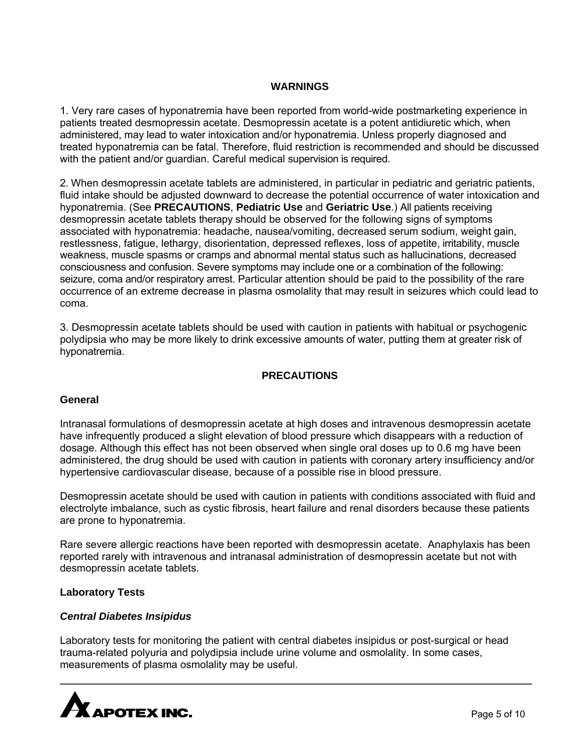## WARNINGS

1. Very rare cases of hyponatremia have been reported from world-wide postmarketing experience in patients treated desmopressin acetate. Desmopressin acetate is a potent antidiuretic which, when administered, may lead to water intoxication and/or hyponatremia. Unless properly diagnosed and treated hyponatremia can be fatal. Therefore, fluid restriction is recommended and should be discussed with the patient and/or guardian. Careful medical supervision is required.

2. When desmopressin acetate tablets are administered, in particular in pediatric and geriatric patients, fluid intake should be adjusted downward to decrease the potential occurrence of water intoxication and hyponatremia. (See **PRECAUTIONS**, **Pediatric Use** and **Geriatric Use**.) All patients receiving desmopressin acetate tablets therapy should be observed for the following signs of symptoms associated with hyponatremia: headache, nausea/vomiting, decreased serum sodium, weight gain, restlessness, fatigue, lethargy, disorientation, depressed reflexes, loss of appetite, irritability, muscle weakness, muscle spasms or cramps and abnormal mental status such as hallucinations, decreased consciousness and confusion. Severe symptoms may include one or a combination of the following: seizure, coma and/or respiratory arrest. Particular attention should be paid to the possibility of the rare occurrence of an extreme decrease in plasma osmolality that may result in seizures which could lead to coma.

3. Desmopressin acetate tablets should be used with caution in patients with habitual or psychogenic polydipsia who may be more likely to drink excessive amounts of water, putting them at greater risk of hyponatremia.

## PRECAUTIONS

### General

Intranasal formulations of desmopressin acetate at high doses and intravenous desmopressin acetate have infrequently produced a slight elevation of blood pressure which disappears with a reduction of dosage. Although this effect has not been observed when single oral doses up to 0.6 mg have been administered, the drug should be used with caution in patients with coronary artery insufficiency and/or hypertensive cardiovascular disease, because of a possible rise in blood pressure.

Desmopressin acetate should be used with caution in patients with conditions associated with fluid and electrolyte imbalance, such as cystic fibrosis, heart failure and renal disorders because these patients are prone to hyponatremia.

Rare severe allergic reactions have been reported with desmopressin acetate. Anaphylaxis has been reported rarely with intravenous and intranasal administration of desmopressin acetate but not with desmopressin acetate tablets.

### Laboratory Tests

#### *Central Diabetes Insipidus*

Laboratory tests for monitoring the patient with central diabetes insipidus or post-surgical or head trauma-related polyuria and polydipsia include urine volume and osmolality. In some cases, measurements of plasma osmolality may be useful.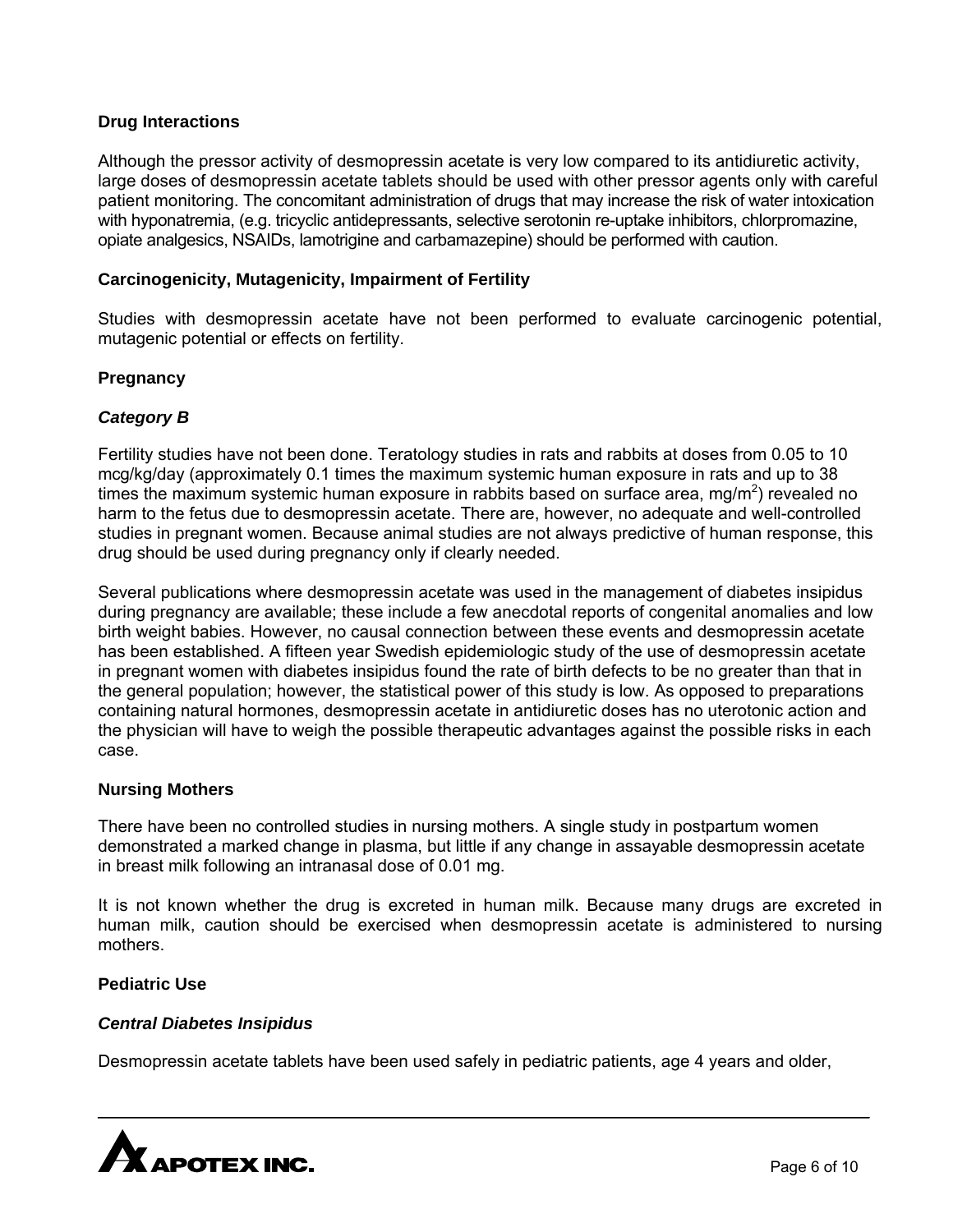**Drug Interactions**

Although the pressor activity of desmopressin acetate is very low compared to its antidiuretic activity, large doses of desmopressin acetate tablets should be used with other pressor agents only with careful patient monitoring. The concomitant administration of drugs that may increase the risk of water intoxication with hyponatremia, (e.g. tricyclic antidepressants, selective serotonin re-uptake inhibitors, chlorpromazine, opiate analgesics, NSAIDs, lamotrigine and carbamazepine) should be performed with caution.

**Carcinogenicity, Mutagenicity, Impairment of Fertility**

Studies with desmopressin acetate have not been performed to evaluate carcinogenic potential, mutagenic potential or effects on fertility.

**Pregnancy**

***Category B***

Fertility studies have not been done. Teratology studies in rats and rabbits at doses from 0.05 to 10 mcg/kg/day (approximately 0.1 times the maximum systemic human exposure in rats and up to 38 times the maximum systemic human exposure in rabbits based on surface area, mg/m$^2$) revealed no harm to the fetus due to desmopressin acetate. There are, however, no adequate and well-controlled studies in pregnant women. Because animal studies are not always predictive of human response, this drug should be used during pregnancy only if clearly needed.

Several publications where desmopressin acetate was used in the management of diabetes insipidus during pregnancy are available; these include a few anecdotal reports of congenital anomalies and low birth weight babies. However, no causal connection between these events and desmopressin acetate has been established. A fifteen year Swedish epidemiologic study of the use of desmopressin acetate in pregnant women with diabetes insipidus found the rate of birth defects to be no greater than that in the general population; however, the statistical power of this study is low. As opposed to preparations containing natural hormones, desmopressin acetate in antidiuretic doses has no uterotonic action and the physician will have to weigh the possible therapeutic advantages against the possible risks in each case.

**Nursing Mothers**

There have been no controlled studies in nursing mothers. A single study in postpartum women demonstrated a marked change in plasma, but little if any change in assayable desmopressin acetate in breast milk following an intranasal dose of 0.01 mg.

It is not known whether the drug is excreted in human milk. Because many drugs are excreted in human milk, caution should be exercised when desmopressin acetate is administered to nursing mothers.

**Pediatric Use**

***Central Diabetes Insipidus***

Desmopressin acetate tablets have been used safely in pediatric patients, age 4 years and older,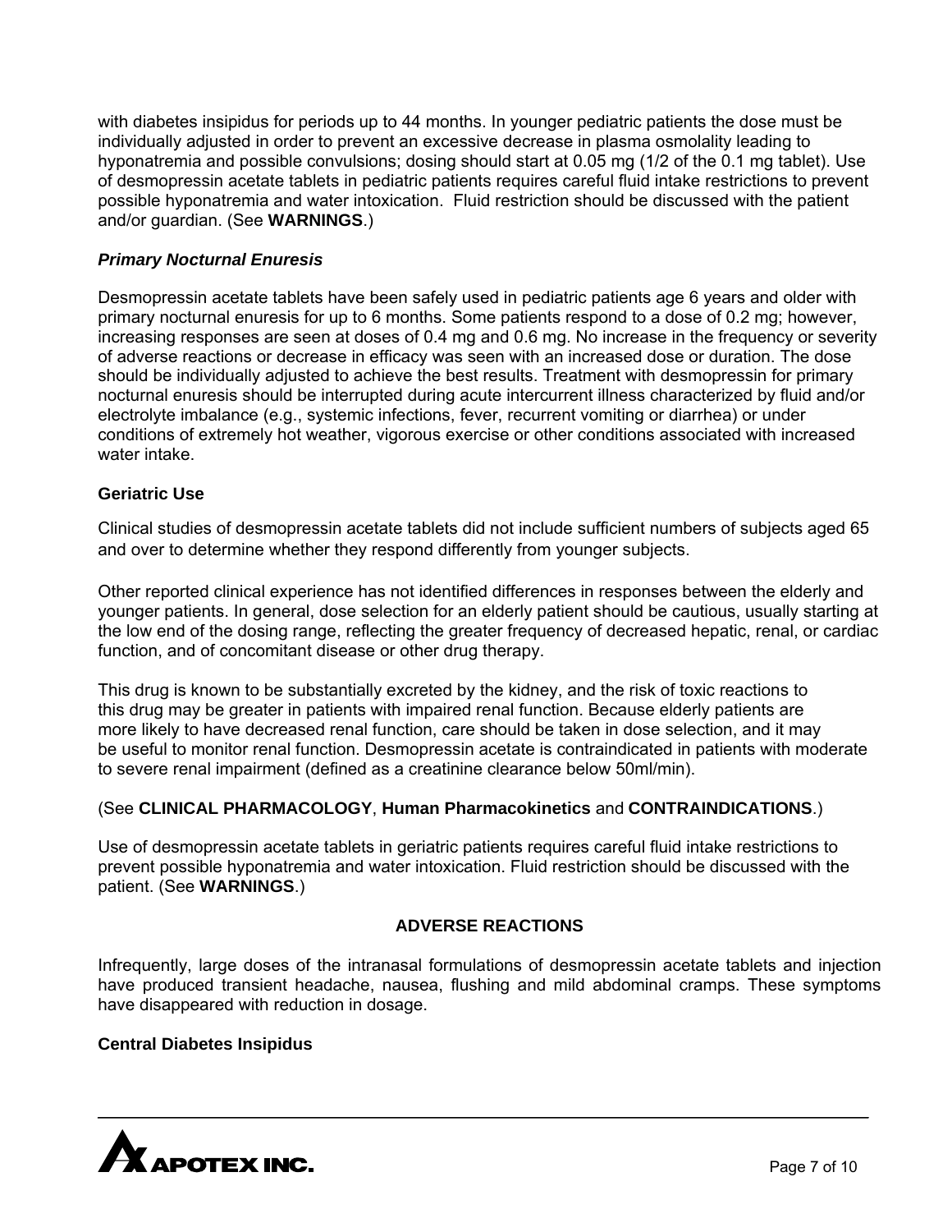with diabetes insipidus for periods up to 44 months. In younger pediatric patients the dose must be individually adjusted in order to prevent an excessive decrease in plasma osmolality leading to hyponatremia and possible convulsions; dosing should start at 0.05 mg (1/2 of the 0.1 mg tablet). Use of desmopressin acetate tablets in pediatric patients requires careful fluid intake restrictions to prevent possible hyponatremia and water intoxication. Fluid restriction should be discussed with the patient and/or guardian. (See **WARNINGS**.)

***Primary Nocturnal Enuresis***

Desmopressin acetate tablets have been safely used in pediatric patients age 6 years and older with primary nocturnal enuresis for up to 6 months. Some patients respond to a dose of 0.2 mg; however, increasing responses are seen at doses of 0.4 mg and 0.6 mg. No increase in the frequency or severity of adverse reactions or decrease in efficacy was seen with an increased dose or duration. The dose should be individually adjusted to achieve the best results. Treatment with desmopressin for primary nocturnal enuresis should be interrupted during acute intercurrent illness characterized by fluid and/or electrolyte imbalance (e.g., systemic infections, fever, recurrent vomiting or diarrhea) or under conditions of extremely hot weather, vigorous exercise or other conditions associated with increased water intake.

**Geriatric Use**

Clinical studies of desmopressin acetate tablets did not include sufficient numbers of subjects aged 65 and over to determine whether they respond differently from younger subjects.

Other reported clinical experience has not identified differences in responses between the elderly and younger patients. In general, dose selection for an elderly patient should be cautious, usually starting at the low end of the dosing range, reflecting the greater frequency of decreased hepatic, renal, or cardiac function, and of concomitant disease or other drug therapy.

This drug is known to be substantially excreted by the kidney, and the risk of toxic reactions to this drug may be greater in patients with impaired renal function. Because elderly patients are more likely to have decreased renal function, care should be taken in dose selection, and it may be useful to monitor renal function. Desmopressin acetate is contraindicated in patients with moderate to severe renal impairment (defined as a creatinine clearance below 50ml/min).

(See **CLINICAL PHARMACOLOGY**, **Human Pharmacokinetics** and **CONTRAINDICATIONS**.)

Use of desmopressin acetate tablets in geriatric patients requires careful fluid intake restrictions to prevent possible hyponatremia and water intoxication. Fluid restriction should be discussed with the patient. (See **WARNINGS**.)

## ADVERSE REACTIONS

Infrequently, large doses of the intranasal formulations of desmopressin acetate tablets and injection have produced transient headache, nausea, flushing and mild abdominal cramps. These symptoms have disappeared with reduction in dosage.

**Central Diabetes Insipidus**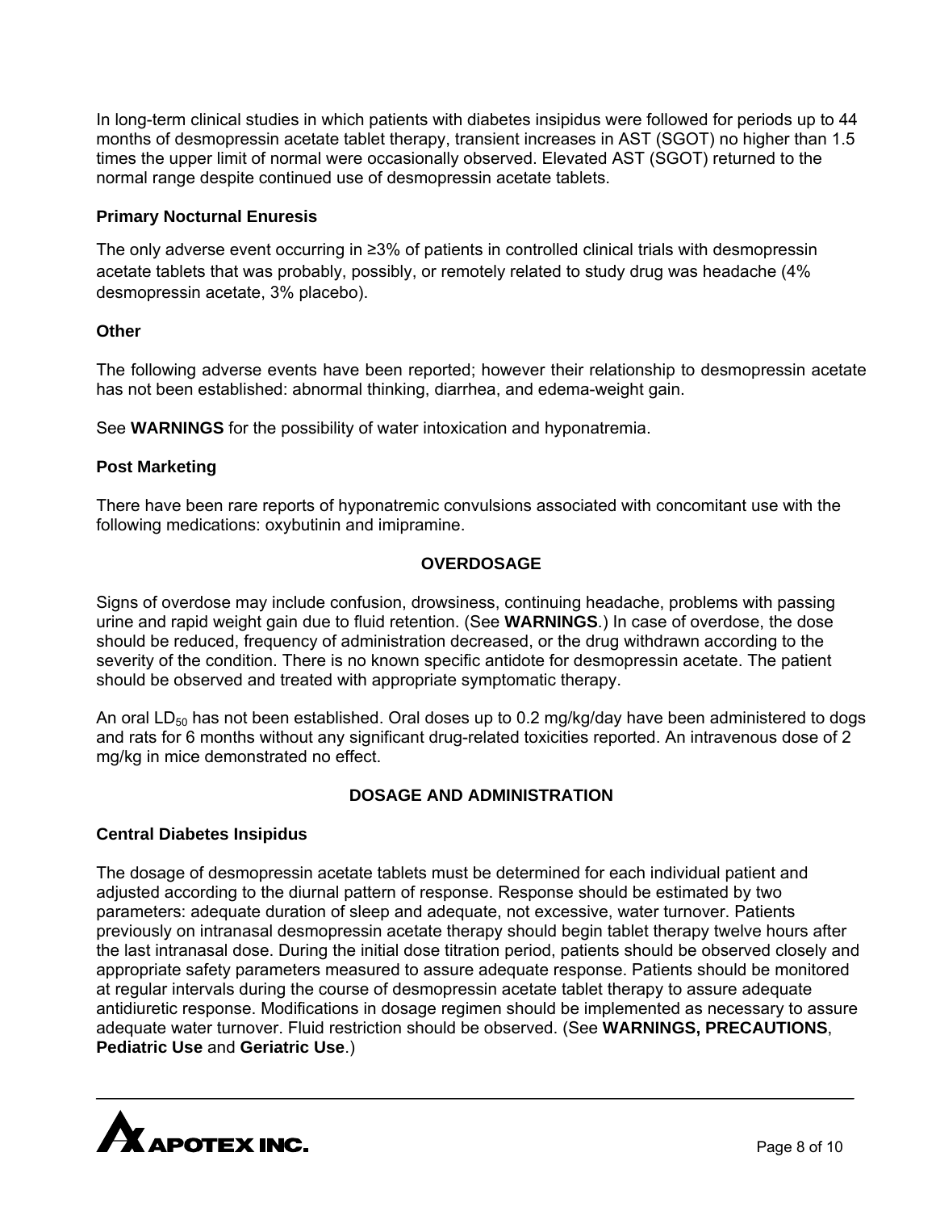In long-term clinical studies in which patients with diabetes insipidus were followed for periods up to 44 months of desmopressin acetate tablet therapy, transient increases in AST (SGOT) no higher than 1.5 times the upper limit of normal were occasionally observed. Elevated AST (SGOT) returned to the normal range despite continued use of desmopressin acetate tablets.

### Primary Nocturnal Enuresis

The only adverse event occurring in ≥3% of patients in controlled clinical trials with desmopressin acetate tablets that was probably, possibly, or remotely related to study drug was headache (4% desmopressin acetate, 3% placebo).

### Other

The following adverse events have been reported; however their relationship to desmopressin acetate has not been established: abnormal thinking, diarrhea, and edema-weight gain.

See **WARNINGS** for the possibility of water intoxication and hyponatremia.

### Post Marketing

There have been rare reports of hyponatremic convulsions associated with concomitant use with the following medications: oxybutinin and imipramine.

## OVERDOSAGE

Signs of overdose may include confusion, drowsiness, continuing headache, problems with passing urine and rapid weight gain due to fluid retention. (See **WARNINGS**.) In case of overdose, the dose should be reduced, frequency of administration decreased, or the drug withdrawn according to the severity of the condition. There is no known specific antidote for desmopressin acetate. The patient should be observed and treated with appropriate symptomatic therapy.

An oral $LD_{50}$ has not been established. Oral doses up to 0.2 mg/kg/day have been administered to dogs and rats for 6 months without any significant drug-related toxicities reported. An intravenous dose of 2 mg/kg in mice demonstrated no effect.

## DOSAGE AND ADMINISTRATION

### Central Diabetes Insipidus

The dosage of desmopressin acetate tablets must be determined for each individual patient and adjusted according to the diurnal pattern of response. Response should be estimated by two parameters: adequate duration of sleep and adequate, not excessive, water turnover. Patients previously on intranasal desmopressin acetate therapy should begin tablet therapy twelve hours after the last intranasal dose. During the initial dose titration period, patients should be observed closely and appropriate safety parameters measured to assure adequate response. Patients should be monitored at regular intervals during the course of desmopressin acetate tablet therapy to assure adequate antidiuretic response. Modifications in dosage regimen should be implemented as necessary to assure adequate water turnover. Fluid restriction should be observed. (See **WARNINGS, PRECAUTIONS**, **Pediatric Use** and **Geriatric Use**.)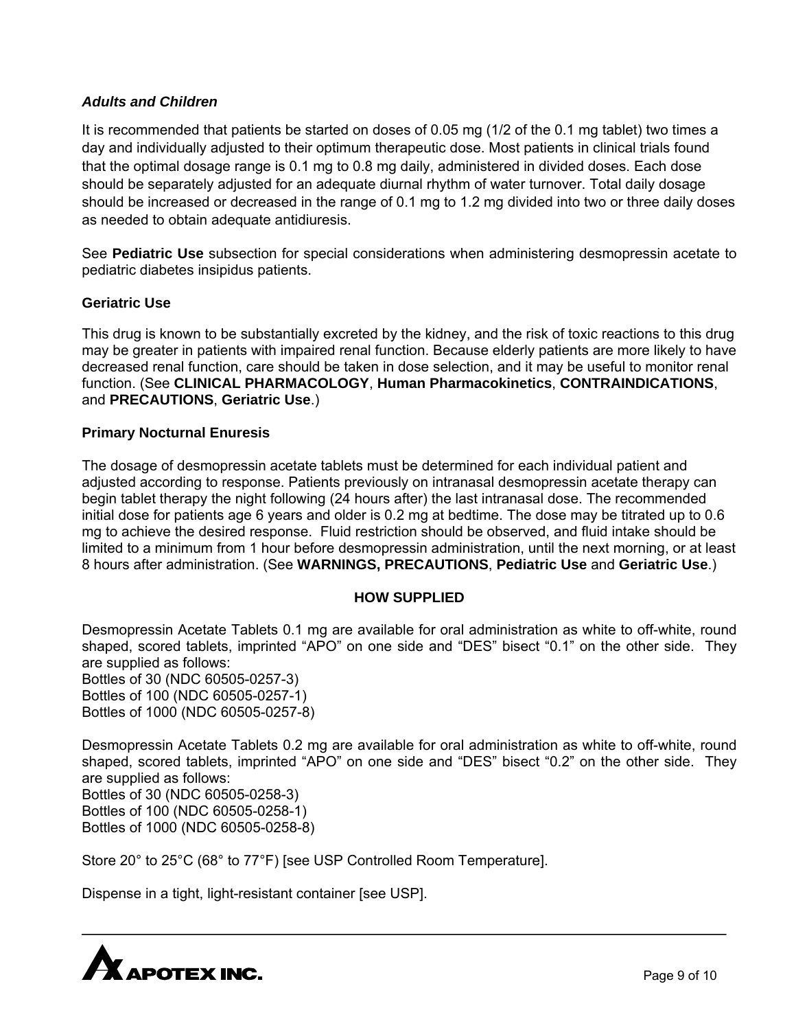***Adults and Children***

It is recommended that patients be started on doses of 0.05 mg (1/2 of the 0.1 mg tablet) two times a day and individually adjusted to their optimum therapeutic dose. Most patients in clinical trials found that the optimal dosage range is 0.1 mg to 0.8 mg daily, administered in divided doses. Each dose should be separately adjusted for an adequate diurnal rhythm of water turnover. Total daily dosage should be increased or decreased in the range of 0.1 mg to 1.2 mg divided into two or three daily doses as needed to obtain adequate antidiuresis.

See **Pediatric Use** subsection for special considerations when administering desmopressin acetate to pediatric diabetes insipidus patients.

**Geriatric Use**

This drug is known to be substantially excreted by the kidney, and the risk of toxic reactions to this drug may be greater in patients with impaired renal function. Because elderly patients are more likely to have decreased renal function, care should be taken in dose selection, and it may be useful to monitor renal function. (See **CLINICAL PHARMACOLOGY**, **Human Pharmacokinetics**, **CONTRAINDICATIONS**, and **PRECAUTIONS**, **Geriatric Use**.)

**Primary Nocturnal Enuresis**

The dosage of desmopressin acetate tablets must be determined for each individual patient and adjusted according to response. Patients previously on intranasal desmopressin acetate therapy can begin tablet therapy the night following (24 hours after) the last intranasal dose. The recommended initial dose for patients age 6 years and older is 0.2 mg at bedtime. The dose may be titrated up to 0.6 mg to achieve the desired response. Fluid restriction should be observed, and fluid intake should be limited to a minimum from 1 hour before desmopressin administration, until the next morning, or at least 8 hours after administration. (See **WARNINGS, PRECAUTIONS**, **Pediatric Use** and **Geriatric Use**.)

## HOW SUPPLIED

Desmopressin Acetate Tablets 0.1 mg are available for oral administration as white to off-white, round shaped, scored tablets, imprinted “APO” on one side and “DES” bisect “0.1” on the other side. They are supplied as follows:
Bottles of 30 (NDC 60505-0257-3)
Bottles of 100 (NDC 60505-0257-1)
Bottles of 1000 (NDC 60505-0257-8)

Desmopressin Acetate Tablets 0.2 mg are available for oral administration as white to off-white, round shaped, scored tablets, imprinted “APO” on one side and “DES” bisect “0.2” on the other side. They are supplied as follows:
Bottles of 30 (NDC 60505-0258-3)
Bottles of 100 (NDC 60505-0258-1)
Bottles of 1000 (NDC 60505-0258-8)

Store 20° to 25°C (68° to 77°F) [see USP Controlled Room Temperature].

Dispense in a tight, light-resistant container [see USP].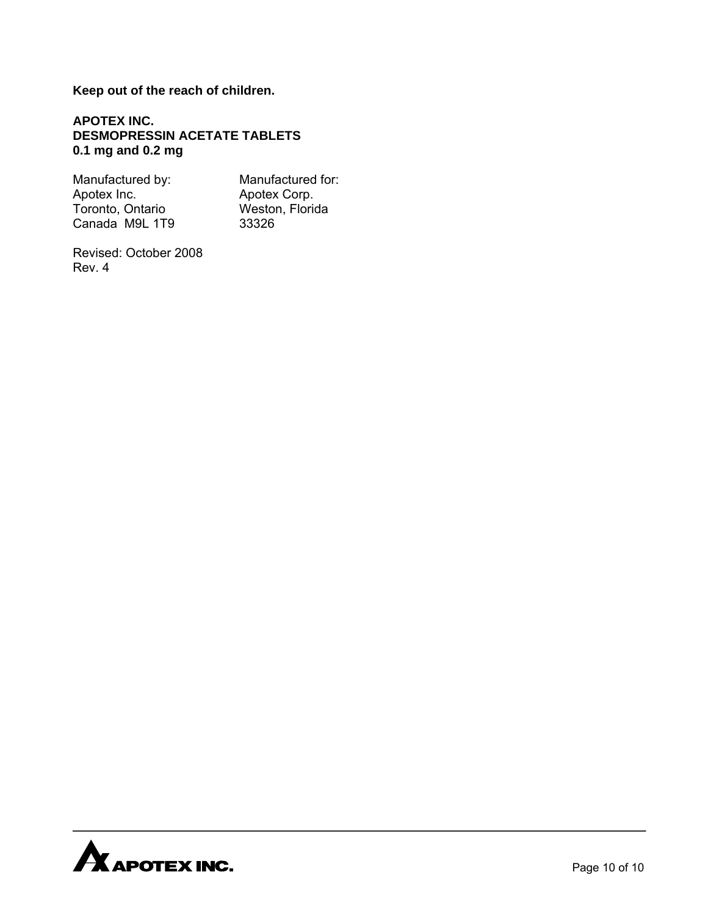**Keep out of the reach of children.**

**APOTEX INC.**
**DESMOPRESSIN ACETATE TABLETS**
**0.1 mg and 0.2 mg**

| Manufactured by: | Manufactured for: |
| --- | --- |
| Apotex Inc. | Apotex Corp. |
| Toronto, Ontario | Weston, Florida |
| Canada M9L 1T9 | 33326 |

Revised: October 2008
Rev. 4